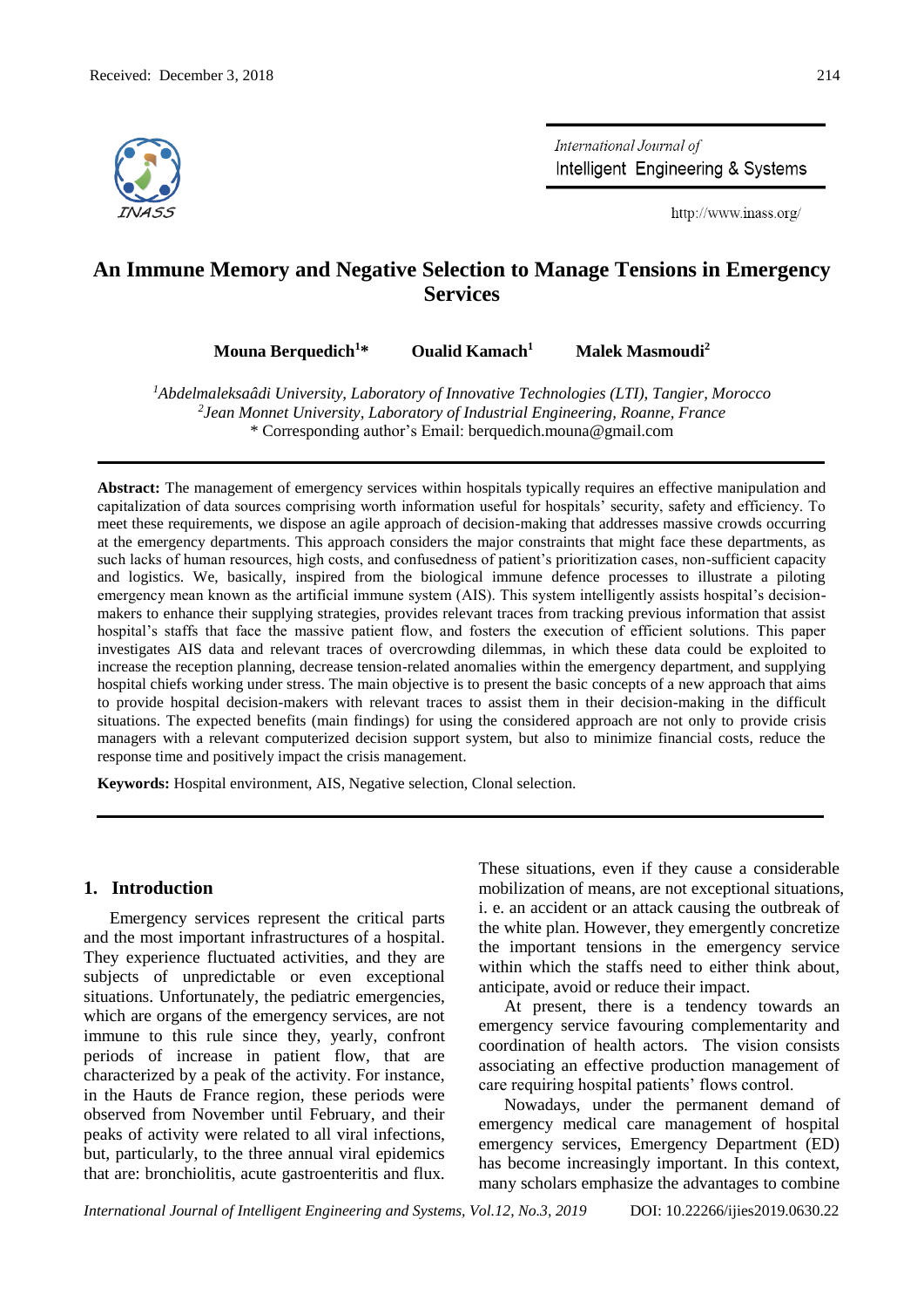# An Immune Memory and Negative Selection to Manage Tensions in Emergency Services

**Mouna Berquedich[1]*** **Oualid Kamach[1]** **Malek Masmoudi[2]**

*[1]Abdelmaleksaâdi University, Laboratory of Innovative Technologies (LTI), Tangier, Morocco*
*[2]Jean Monnet University, Laboratory of Industrial Engineering, Roanne, France*
* Corresponding author's Email: berquedich.mouna@gmail.com

**Abstract:** The management of emergency services within hospitals typically requires an effective manipulation and capitalization of data sources comprising worth information useful for hospitals' security, safety and efficiency. To meet these requirements, we dispose an agile approach of decision-making that addresses massive crowds occurring at the emergency departments. This approach considers the major constraints that might face these departments, as such lacks of human resources, high costs, and confusedness of patient's prioritization cases, non-sufficient capacity and logistics. We, basically, inspired from the biological immune defence processes to illustrate a piloting emergency mean known as the artificial immune system (AIS). This system intelligently assists hospital's decision-makers to enhance their supplying strategies, provides relevant traces from tracking previous information that assist hospital's staffs that face the massive patient flow, and fosters the execution of efficient solutions. This paper investigates AIS data and relevant traces of overcrowding dilemmas, in which these data could be exploited to increase the reception planning, decrease tension-related anomalies within the emergency department, and supplying hospital chiefs working under stress. The main objective is to present the basic concepts of a new approach that aims to provide hospital decision-makers with relevant traces to assist them in their decision-making in the difficult situations. The expected benefits (main findings) for using the considered approach are not only to provide crisis managers with a relevant computerized decision support system, but also to minimize financial costs, reduce the response time and positively impact the crisis management.

**Keywords:** Hospital environment, AIS, Negative selection, Clonal selection.

## 1. Introduction

Emergency services represent the critical parts and the most important infrastructures of a hospital. They experience fluctuated activities, and they are subjects of unpredictable or even exceptional situations. Unfortunately, the pediatric emergencies, which are organs of the emergency services, are not immune to this rule since they, yearly, confront periods of increase in patient flow, that are characterized by a peak of the activity. For instance, in the Hauts de France region, these periods were observed from November until February, and their peaks of activity were related to all viral infections, but, particularly, to the three annual viral epidemics that are: bronchiolitis, acute gastroenteritis and flux.

These situations, even if they cause a considerable mobilization of means, are not exceptional situations, i. e. an accident or an attack causing the outbreak of the white plan. However, they emergently concretize the important tensions in the emergency service within which the staffs need to either think about, anticipate, avoid or reduce their impact.

At present, there is a tendency towards an emergency service favouring complementarity and coordination of health actors. The vision consists associating an effective production management of care requiring hospital patients' flows control.

Nowadays, under the permanent demand of emergency medical care management of hospital emergency services, Emergency Department (ED) has become increasingly important. In this context, many scholars emphasize the advantages to combine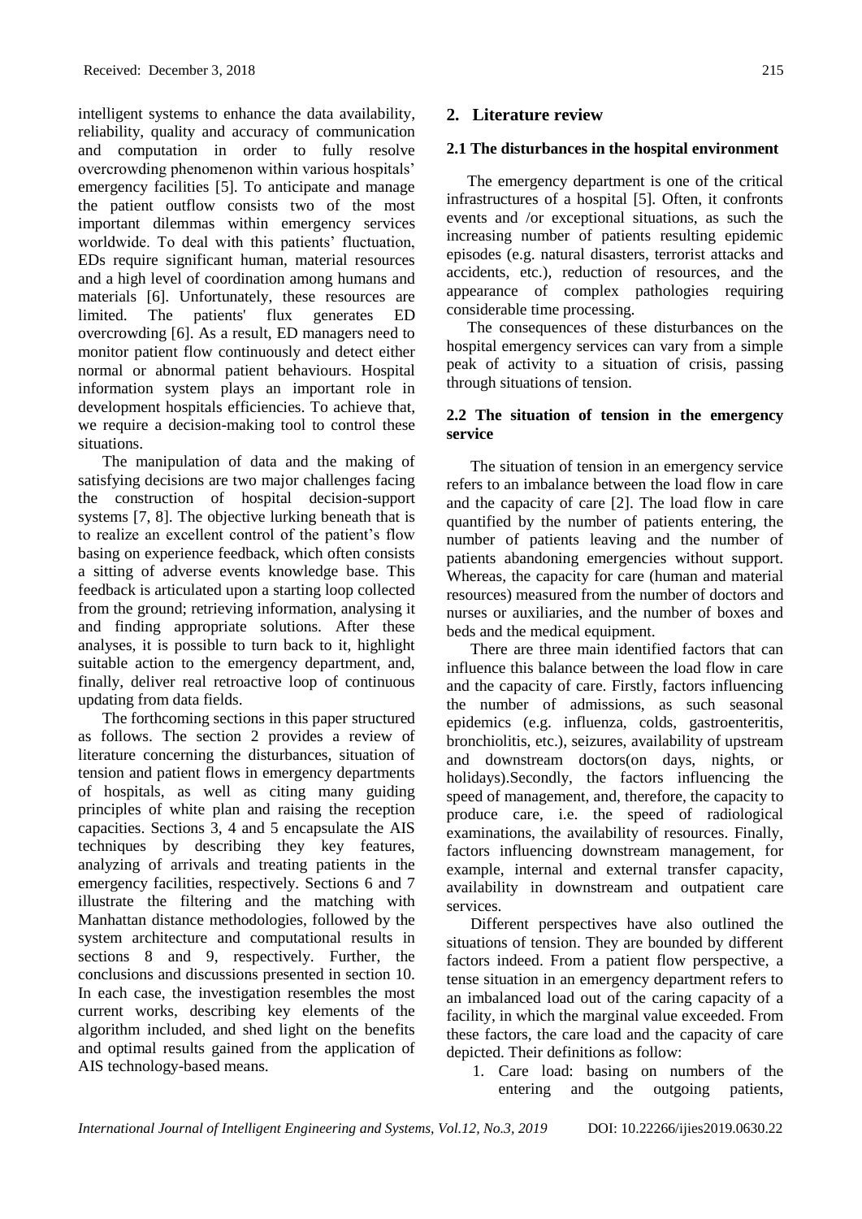intelligent systems to enhance the data availability, reliability, quality and accuracy of communication and computation in order to fully resolve overcrowding phenomenon within various hospitals' emergency facilities [5]. To anticipate and manage the patient outflow consists two of the most important dilemmas within emergency services worldwide. To deal with this patients' fluctuation, EDs require significant human, material resources and a high level of coordination among humans and materials [6]. Unfortunately, these resources are limited. The patients' flux generates ED overcrowding [6]. As a result, ED managers need to monitor patient flow continuously and detect either normal or abnormal patient behaviours. Hospital information system plays an important role in development hospitals efficiencies. To achieve that, we require a decision-making tool to control these situations.

The manipulation of data and the making of satisfying decisions are two major challenges facing the construction of hospital decision-support systems [7, 8]. The objective lurking beneath that is to realize an excellent control of the patient's flow basing on experience feedback, which often consists a sitting of adverse events knowledge base. This feedback is articulated upon a starting loop collected from the ground; retrieving information, analysing it and finding appropriate solutions. After these analyses, it is possible to turn back to it, highlight suitable action to the emergency department, and, finally, deliver real retroactive loop of continuous updating from data fields.

The forthcoming sections in this paper structured as follows. The section 2 provides a review of literature concerning the disturbances, situation of tension and patient flows in emergency departments of hospitals, as well as citing many guiding principles of white plan and raising the reception capacities. Sections 3, 4 and 5 encapsulate the AIS techniques by describing they key features, analyzing of arrivals and treating patients in the emergency facilities, respectively. Sections 6 and 7 illustrate the filtering and the matching with Manhattan distance methodologies, followed by the system architecture and computational results in sections 8 and 9, respectively. Further, the conclusions and discussions presented in section 10. In each case, the investigation resembles the most current works, describing key elements of the algorithm included, and shed light on the benefits and optimal results gained from the application of AIS technology-based means.

## 2. Literature review

### 2.1 The disturbances in the hospital environment

The emergency department is one of the critical infrastructures of a hospital [5]. Often, it confronts events and /or exceptional situations, as such the increasing number of patients resulting epidemic episodes (e.g. natural disasters, terrorist attacks and accidents, etc.), reduction of resources, and the appearance of complex pathologies requiring considerable time processing.

The consequences of these disturbances on the hospital emergency services can vary from a simple peak of activity to a situation of crisis, passing through situations of tension.

### 2.2 The situation of tension in the emergency service

The situation of tension in an emergency service refers to an imbalance between the load flow in care and the capacity of care [2]. The load flow in care quantified by the number of patients entering, the number of patients leaving and the number of patients abandoning emergencies without support. Whereas, the capacity for care (human and material resources) measured from the number of doctors and nurses or auxiliaries, and the number of boxes and beds and the medical equipment.

There are three main identified factors that can influence this balance between the load flow in care and the capacity of care. Firstly, factors influencing the number of admissions, as such seasonal epidemics (e.g. influenza, colds, gastroenteritis, bronchiolitis, etc.), seizures, availability of upstream and downstream doctors(on days, nights, or holidays).Secondly, the factors influencing the speed of management, and, therefore, the capacity to produce care, i.e. the speed of radiological examinations, the availability of resources. Finally, factors influencing downstream management, for example, internal and external transfer capacity, availability in downstream and outpatient care services.

Different perspectives have also outlined the situations of tension. They are bounded by different factors indeed. From a patient flow perspective, a tense situation in an emergency department refers to an imbalanced load out of the caring capacity of a facility, in which the marginal value exceeded. From these factors, the care load and the capacity of care depicted. Their definitions as follow:

1. Care load: basing on numbers of the entering and the outgoing patients,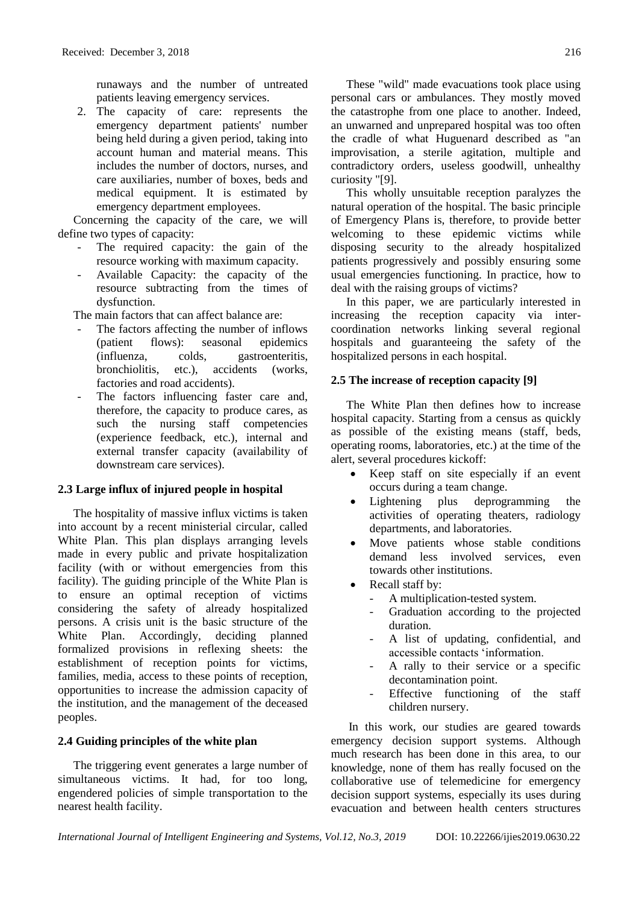runaways and the number of untreated patients leaving emergency services.

2. The capacity of care: represents the emergency department patients' number being held during a given period, taking into account human and material means. This includes the number of doctors, nurses, and care auxiliaries, number of boxes, beds and medical equipment. It is estimated by emergency department employees.

Concerning the capacity of the care, we will define two types of capacity:

- The required capacity: the gain of the resource working with maximum capacity.
- Available Capacity: the capacity of the resource subtracting from the times of dysfunction.

The main factors that can affect balance are:

- The factors affecting the number of inflows (patient flows): seasonal epidemics (influenza, colds, gastroenteritis, bronchiolitis, etc.), accidents (works, factories and road accidents).
- The factors influencing faster care and, therefore, the capacity to produce cares, as such the nursing staff competencies (experience feedback, etc.), internal and external transfer capacity (availability of downstream care services).

### 2.3 Large influx of injured people in hospital

The hospitality of massive influx victims is taken into account by a recent ministerial circular, called White Plan. This plan displays arranging levels made in every public and private hospitalization facility (with or without emergencies from this facility). The guiding principle of the White Plan is to ensure an optimal reception of victims considering the safety of already hospitalized persons. A crisis unit is the basic structure of the White Plan. Accordingly, deciding planned formalized provisions in reflexing sheets: the establishment of reception points for victims, families, media, access to these points of reception, opportunities to increase the admission capacity of the institution, and the management of the deceased peoples.

### 2.4 Guiding principles of the white plan

The triggering event generates a large number of simultaneous victims. It had, for too long, engendered policies of simple transportation to the nearest health facility.

These "wild" made evacuations took place using personal cars or ambulances. They mostly moved the catastrophe from one place to another. Indeed, an unwarned and unprepared hospital was too often the cradle of what Huguenard described as "an improvisation, a sterile agitation, multiple and contradictory orders, useless goodwill, unhealthy curiosity "[9].

This wholly unsuitable reception paralyzes the natural operation of the hospital. The basic principle of Emergency Plans is, therefore, to provide better welcoming to these epidemic victims while disposing security to the already hospitalized patients progressively and possibly ensuring some usual emergencies functioning. In practice, how to deal with the raising groups of victims?

In this paper, we are particularly interested in increasing the reception capacity via inter-coordination networks linking several regional hospitals and guaranteeing the safety of the hospitalized persons in each hospital.

### 2.5 The increase of reception capacity [9]

The White Plan then defines how to increase hospital capacity. Starting from a census as quickly as possible of the existing means (staff, beds, operating rooms, laboratories, etc.) at the time of the alert, several procedures kickoff:

- Keep staff on site especially if an event occurs during a team change.
- Lightening plus deprogramming the activities of operating theaters, radiology departments, and laboratories.
- Move patients whose stable conditions demand less involved services, even towards other institutions.
- Recall staff by:
  - A multiplication-tested system.
  - Graduation according to the projected duration.
  - A list of updating, confidential, and accessible contacts 'information.
  - A rally to their service or a specific decontamination point.
  - Effective functioning of the staff children nursery.

In this work, our studies are geared towards emergency decision support systems. Although much research has been done in this area, to our knowledge, none of them has really focused on the collaborative use of telemedicine for emergency decision support systems, especially its uses during evacuation and between health centers structures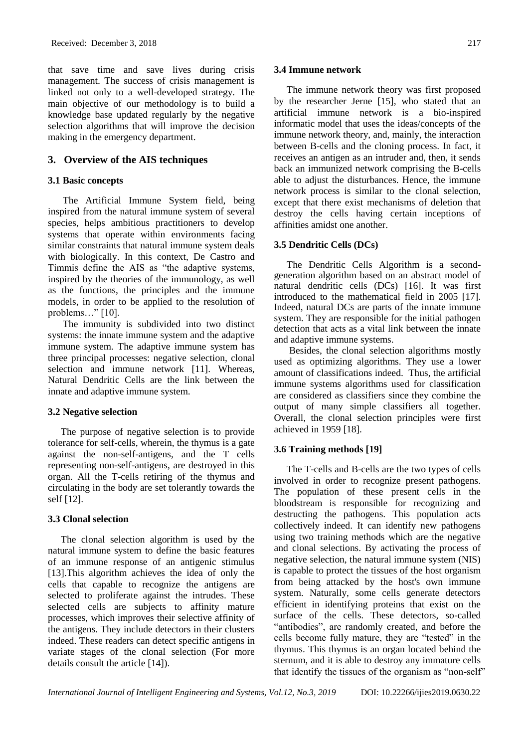that save time and save lives during crisis management. The success of crisis management is linked not only to a well-developed strategy. The main objective of our methodology is to build a knowledge base updated regularly by the negative selection algorithms that will improve the decision making in the emergency department.

## 3. Overview of the AIS techniques

### 3.1 Basic concepts

The Artificial Immune System field, being inspired from the natural immune system of several species, helps ambitious practitioners to develop systems that operate within environments facing similar constraints that natural immune system deals with biologically. In this context, De Castro and Timmis define the AIS as "the adaptive systems, inspired by the theories of the immunology, as well as the functions, the principles and the immune models, in order to be applied to the resolution of problems…" [10].

The immunity is subdivided into two distinct systems: the innate immune system and the adaptive immune system. The adaptive immune system has three principal processes: negative selection, clonal selection and immune network [11]. Whereas, Natural Dendritic Cells are the link between the innate and adaptive immune system.

### 3.2 Negative selection

The purpose of negative selection is to provide tolerance for self-cells, wherein, the thymus is a gate against the non-self-antigens, and the T cells representing non-self-antigens, are destroyed in this organ. All the T-cells retiring of the thymus and circulating in the body are set tolerantly towards the self [12].

### 3.3 Clonal selection

The clonal selection algorithm is used by the natural immune system to define the basic features of an immune response of an antigenic stimulus [13].This algorithm achieves the idea of only the cells that capable to recognize the antigens are selected to proliferate against the intrudes. These selected cells are subjects to affinity mature processes, which improves their selective affinity of the antigens. They include detectors in their clusters indeed. These readers can detect specific antigens in variate stages of the clonal selection (For more details consult the article [14]).

### 3.4 Immune network

The immune network theory was first proposed by the researcher Jerne [15], who stated that an artificial immune network is a bio-inspired informatic model that uses the ideas/concepts of the immune network theory, and, mainly, the interaction between B-cells and the cloning process. In fact, it receives an antigen as an intruder and, then, it sends back an immunized network comprising the B-cells able to adjust the disturbances. Hence, the immune network process is similar to the clonal selection, except that there exist mechanisms of deletion that destroy the cells having certain inceptions of affinities amidst one another.

### 3.5 Dendritic Cells (DCs)

The Dendritic Cells Algorithm is a second-generation algorithm based on an abstract model of natural dendritic cells (DCs) [16]. It was first introduced to the mathematical field in 2005 [17]. Indeed, natural DCs are parts of the innate immune system. They are responsible for the initial pathogen detection that acts as a vital link between the innate and adaptive immune systems.

Besides, the clonal selection algorithms mostly used as optimizing algorithms. They use a lower amount of classifications indeed. Thus, the artificial immune systems algorithms used for classification are considered as classifiers since they combine the output of many simple classifiers all together. Overall, the clonal selection principles were first achieved in 1959 [18].

### 3.6 Training methods [19]

The T-cells and B-cells are the two types of cells involved in order to recognize present pathogens. The population of these present cells in the bloodstream is responsible for recognizing and destructing the pathogens. This population acts collectively indeed. It can identify new pathogens using two training methods which are the negative and clonal selections. By activating the process of negative selection, the natural immune system (NIS) is capable to protect the tissues of the host organism from being attacked by the host's own immune system. Naturally, some cells generate detectors efficient in identifying proteins that exist on the surface of the cells. These detectors, so-called "antibodies", are randomly created, and before the cells become fully mature, they are "tested" in the thymus. This thymus is an organ located behind the sternum, and it is able to destroy any immature cells that identify the tissues of the organism as "non-self"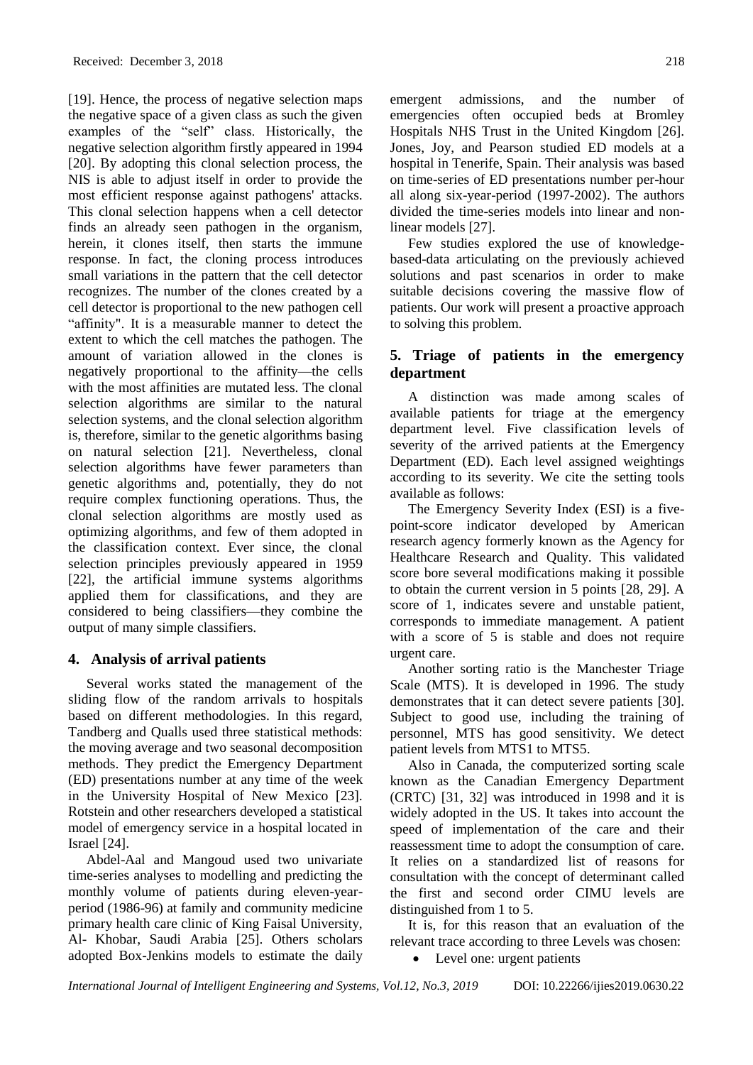[19]. Hence, the process of negative selection maps the negative space of a given class as such the given examples of the "self" class. Historically, the negative selection algorithm firstly appeared in 1994 [20]. By adopting this clonal selection process, the NIS is able to adjust itself in order to provide the most efficient response against pathogens' attacks. This clonal selection happens when a cell detector finds an already seen pathogen in the organism, herein, it clones itself, then starts the immune response. In fact, the cloning process introduces small variations in the pattern that the cell detector recognizes. The number of the clones created by a cell detector is proportional to the new pathogen cell "affinity". It is a measurable manner to detect the extent to which the cell matches the pathogen. The amount of variation allowed in the clones is negatively proportional to the affinity—the cells with the most affinities are mutated less. The clonal selection algorithms are similar to the natural selection systems, and the clonal selection algorithm is, therefore, similar to the genetic algorithms basing on natural selection [21]. Nevertheless, clonal selection algorithms have fewer parameters than genetic algorithms and, potentially, they do not require complex functioning operations. Thus, the clonal selection algorithms are mostly used as optimizing algorithms, and few of them adopted in the classification context. Ever since, the clonal selection principles previously appeared in 1959 [22], the artificial immune systems algorithms applied them for classifications, and they are considered to being classifiers—they combine the output of many simple classifiers.

## 4. Analysis of arrival patients

Several works stated the management of the sliding flow of the random arrivals to hospitals based on different methodologies. In this regard, Tandberg and Qualls used three statistical methods: the moving average and two seasonal decomposition methods. They predict the Emergency Department (ED) presentations number at any time of the week in the University Hospital of New Mexico [23]. Rotstein and other researchers developed a statistical model of emergency service in a hospital located in Israel [24].

Abdel-Aal and Mangoud used two univariate time-series analyses to modelling and predicting the monthly volume of patients during eleven-year-period (1986-96) at family and community medicine primary health care clinic of King Faisal University, Al- Khobar, Saudi Arabia [25]. Others scholars adopted Box-Jenkins models to estimate the daily emergent admissions, and the number of emergencies often occupied beds at Bromley Hospitals NHS Trust in the United Kingdom [26]. Jones, Joy, and Pearson studied ED models at a hospital in Tenerife, Spain. Their analysis was based on time-series of ED presentations number per-hour all along six-year-period (1997-2002). The authors divided the time-series models into linear and non-linear models [27].

Few studies explored the use of knowledge-based-data articulating on the previously achieved solutions and past scenarios in order to make suitable decisions covering the massive flow of patients. Our work will present a proactive approach to solving this problem.

## 5. Triage of patients in the emergency department

A distinction was made among scales of available patients for triage at the emergency department level. Five classification levels of severity of the arrived patients at the Emergency Department (ED). Each level assigned weightings according to its severity. We cite the setting tools available as follows:

The Emergency Severity Index (ESI) is a five-point-score indicator developed by American research agency formerly known as the Agency for Healthcare Research and Quality. This validated score bore several modifications making it possible to obtain the current version in 5 points [28, 29]. A score of 1, indicates severe and unstable patient, corresponds to immediate management. A patient with a score of 5 is stable and does not require urgent care.

Another sorting ratio is the Manchester Triage Scale (MTS). It is developed in 1996. The study demonstrates that it can detect severe patients [30]. Subject to good use, including the training of personnel, MTS has good sensitivity. We detect patient levels from MTS1 to MTS5.

Also in Canada, the computerized sorting scale known as the Canadian Emergency Department (CRTC) [31, 32] was introduced in 1998 and it is widely adopted in the US. It takes into account the speed of implementation of the care and their reassessment time to adopt the consumption of care. It relies on a standardized list of reasons for consultation with the concept of determinant called the first and second order CIMU levels are distinguished from 1 to 5.

It is, for this reason that an evaluation of the relevant trace according to three Levels was chosen:

- Level one: urgent patients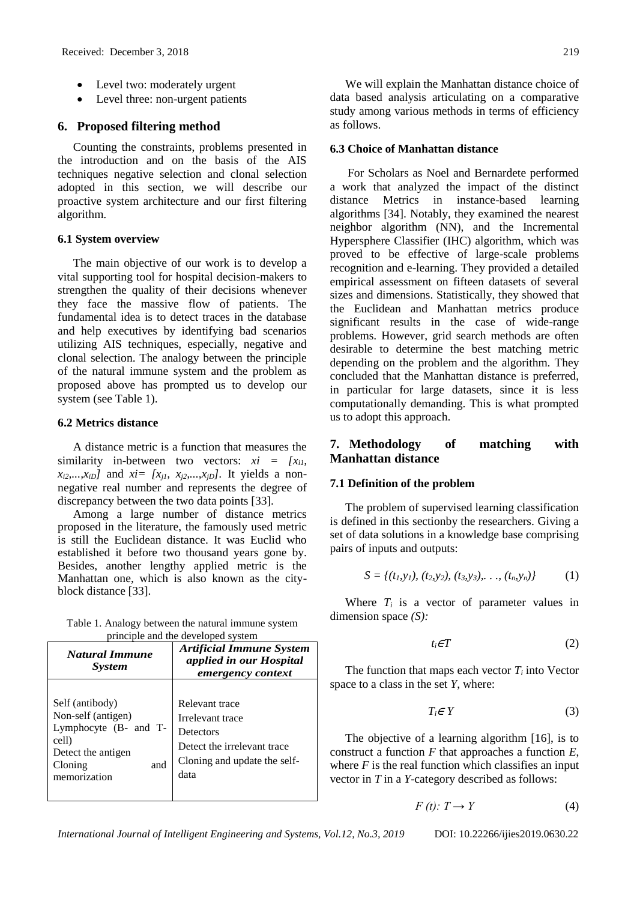- Level two: moderately urgent
- Level three: non-urgent patients

## 6. Proposed filtering method

Counting the constraints, problems presented in the introduction and on the basis of the AIS techniques negative selection and clonal selection adopted in this section, we will describe our proactive system architecture and our first filtering algorithm.

### 6.1 System overview

The main objective of our work is to develop a vital supporting tool for hospital decision-makers to strengthen the quality of their decisions whenever they face the massive flow of patients. The fundamental idea is to detect traces in the database and help executives by identifying bad scenarios utilizing AIS techniques, especially, negative and clonal selection. The analogy between the principle of the natural immune system and the problem as proposed above has prompted us to develop our system (see Table 1).

### 6.2 Metrics distance

A distance metric is a function that measures the similarity in-between two vectors: $xi = [x_{i1}, x_{i2},...,x_{iD}]$ and $xi= [x_{j1}, x_{j2},...,x_{jD}]$. It yields a non-negative real number and represents the degree of discrepancy between the two data points [33].

Among a large number of distance metrics proposed in the literature, the famously used metric is still the Euclidean distance. It was Euclid who established it before two thousand years gone by. Besides, another lengthy applied metric is the Manhattan one, which is also known as the city-block distance [33].

Table 1. Analogy between the natural immune system principle and the developed system

| *Natural Immune System* | *Artificial Immune System applied in our Hospital emergency context* |
|---|---|
| Self (antibody) | Relevant trace |
| Non-self (antigen) | Irrelevant trace |
| Lymphocyte (B- and T-cell) | Detectors |
| Detect the antigen | Detect the irrelevant trace |
| Cloning and memorization | Cloning and update the self-data |

We will explain the Manhattan distance choice of data based analysis articulating on a comparative study among various methods in terms of efficiency as follows.

### 6.3 Choice of Manhattan distance

For Scholars as Noel and Bernardete performed a work that analyzed the impact of the distinct distance Metrics in instance-based learning algorithms [34]. Notably, they examined the nearest neighbor algorithm (NN), and the Incremental Hypersphere Classifier (IHC) algorithm, which was proved to be effective of large-scale problems recognition and e-learning. They provided a detailed empirical assessment on fifteen datasets of several sizes and dimensions. Statistically, they showed that the Euclidean and Manhattan metrics produce significant results in the case of wide-range problems. However, grid search methods are often desirable to determine the best matching metric depending on the problem and the algorithm. They concluded that the Manhattan distance is preferred, in particular for large datasets, since it is less computationally demanding. This is what prompted us to adopt this approach.

## 7. Methodology of matching with Manhattan distance

### 7.1 Definition of the problem

The problem of supervised learning classification is defined in this sectionby the researchers. Giving a set of data solutions in a knowledge base comprising pairs of inputs and outputs:

$$S = \{(t_1,y_1), (t_2,y_2), (t_3,y_3),. . ., (t_n,y_n)\} \tag{1}$$

Where $T_i$ is a vector of parameter values in dimension space *(S):*

$$t_i \in T \tag{2}$$

The function that maps each vector $T_i$ into Vector space to a class in the set $Y$, where:

$$T_i \in Y \tag{3}$$

The objective of a learning algorithm [16], is to construct a function $F$ that approaches a function $E$, where $F$ is the real function which classifies an input vector in $T$ in a $Y$-category described as follows:

$$F(t): T \rightarrow Y \tag{4}$$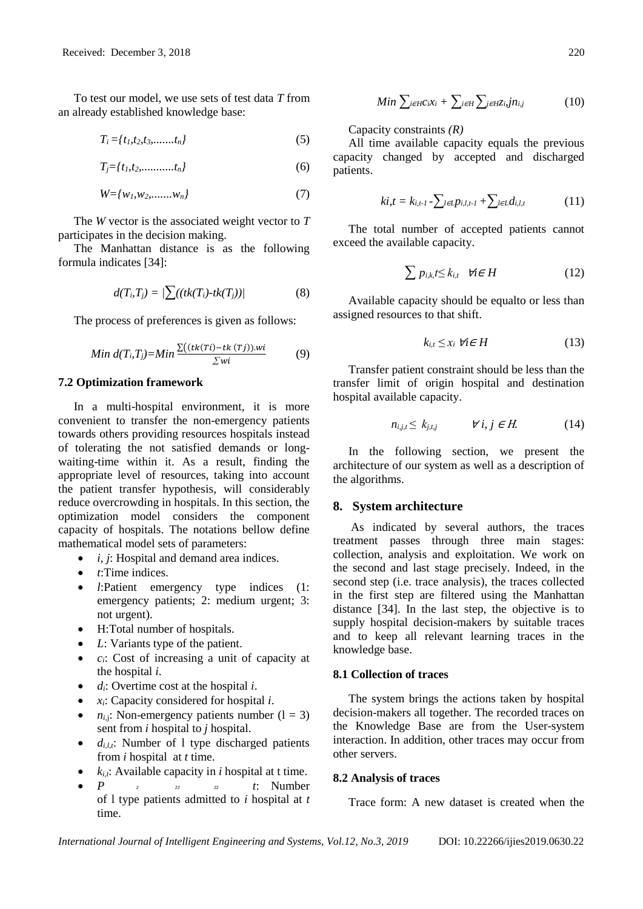To test our model, we use sets of test data *T* from an already established knowledge base:

$$T_i = \{t_1, t_2, t_3, ....... t_n\} \quad (5)$$

$$T_j = \{t_1, t_2, ........... t_n\} \quad (6)$$

$$W = \{w_1, w_2, ....... w_n\} \quad (7)$$

The *W* vector is the associated weight vector to *T* participates in the decision making.

The Manhattan distance is as the following formula indicates [34]:

$$d(T_i, T_j) = |\sum((tk(T_i) - tk(T_j))| \quad (8)$$

The process of preferences is given as follows:

$$Min\ d(T_i, T_j) = Min\ \frac{\sum((tk(Ti) - tk\ (Tj)).wi}{\sum wi} \quad (9)$$

### 7.2 Optimization framework

In a multi-hospital environment, it is more convenient to transfer the non-emergency patients towards others providing resources hospitals instead of tolerating the not satisfied demands or long-waiting-time within it. As a result, finding the appropriate level of resources, taking into account the patient transfer hypothesis, will considerably reduce overcrowding in hospitals. In this section, the optimization model considers the component capacity of hospitals. The notations bellow define mathematical model sets of parameters:

- $i, j$: Hospital and demand area indices.
- $t$:Time indices.
- $l$:Patient emergency type indices (1: emergency patients; 2: medium urgent; 3: not urgent).
- H:Total number of hospitals.
- $L$: Variants type of the patient.
- $c_i$: Cost of increasing a unit of capacity at the hospital $i$.
- $d_i$: Overtime cost at the hospital $i$.
- $x_i$: Capacity considered for hospital $i$.
- $n_{i,j}$: Non-emergency patients number (l = 3) sent from $i$ hospital to $j$ hospital.
- $d_{i,l,t}$: Number of l type discharged patients from $i$ hospital at $t$ time.
- $k_{i,t}$: Available capacity in $i$ hospital at t time.
- $P$ $t$: Number of l type patients admitted to $i$ hospital at $t$ time.

$$Min \sum_{i \in H} c_i x_i + \sum_{i \in H} \sum_{j \in H} z_{i,j} n_{i,j} \quad (10)$$

Capacity constraints *(R)*

All time available capacity equals the previous capacity changed by accepted and discharged patients.

$$k_{i,t} = k_{i,t-1} - \sum_{l \in L} p_{i,l,t-1} + \sum_{l \in L} d_{i,l,t} \quad (11)$$

The total number of accepted patients cannot exceed the available capacity.

$$\sum p_{i,k,t} \leq k_{i,t} \quad \forall i \in H \quad (12)$$

Available capacity should be equalto or less than assigned resources to that shift.

$$k_{i,t} \leq x_i \ \forall i \in H \quad (13)$$

Transfer patient constraint should be less than the transfer limit of origin hospital and destination hospital available capacity.

$$n_{i,j,t} \leq k_{j,t,j} \qquad \forall\ i, j \in H. \quad (14)$$

In the following section, we present the architecture of our system as well as a description of the algorithms.

## 8. System architecture

As indicated by several authors, the traces treatment passes through three main stages: collection, analysis and exploitation. We work on the second and last stage precisely. Indeed, in the second step (i.e. trace analysis), the traces collected in the first step are filtered using the Manhattan distance [34]. In the last step, the objective is to supply hospital decision-makers by suitable traces and to keep all relevant learning traces in the knowledge base.

### 8.1 Collection of traces

The system brings the actions taken by hospital decision-makers all together. The recorded traces on the Knowledge Base are from the User-system interaction. In addition, other traces may occur from other servers.

### 8.2 Analysis of traces

Trace form: A new dataset is created when the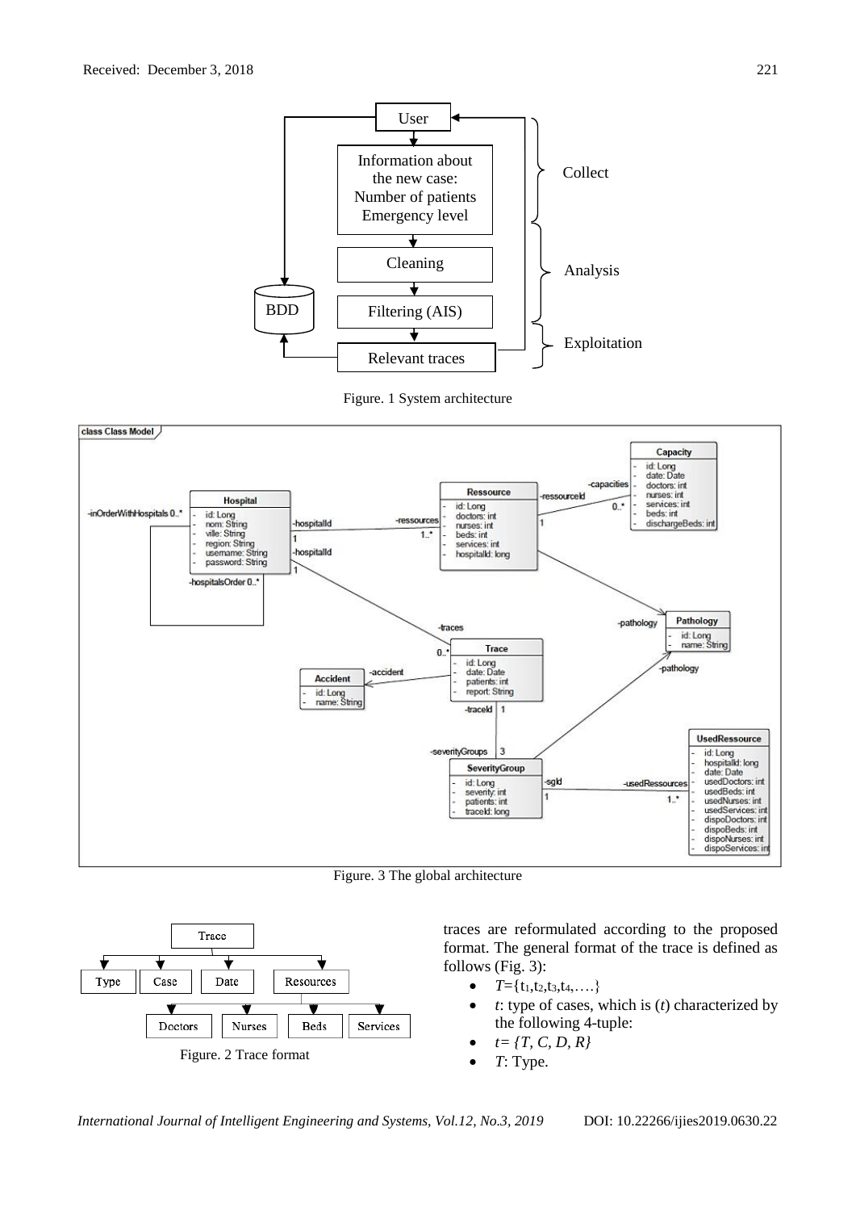Figure. 1 System architecture

Figure. 3 The global architecture

Figure. 2 Trace format

traces are reformulated according to the proposed format. The general format of the trace is defined as follows (Fig. 3):

- $T$={$t_1$,$t_2$,$t_3$,$t_4$,….}
- $t$: type of cases, which is ($t$) characterized by the following 4-tuple:
- $t= \{T, C, D, R\}$
- $T$: Type.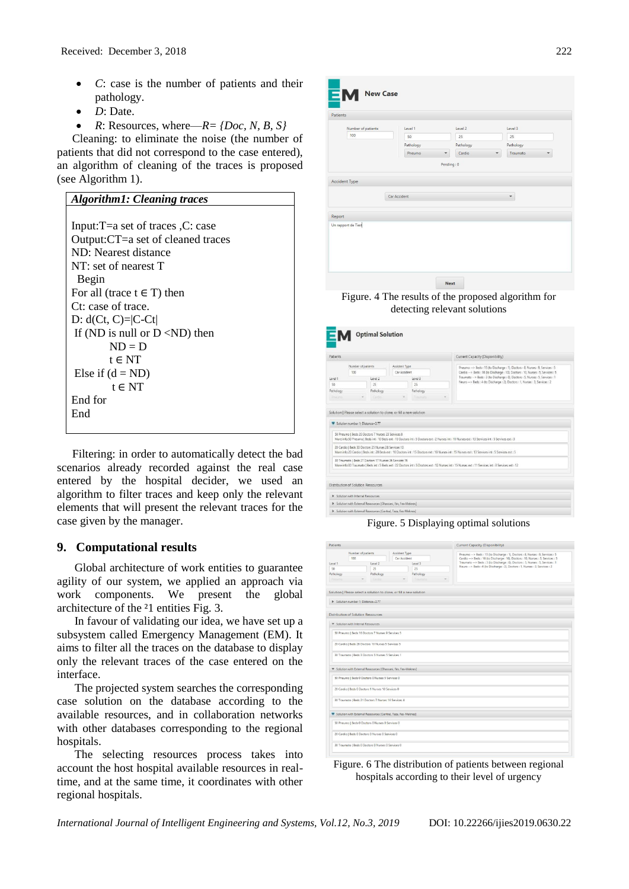- *C*: case is the number of patients and their pathology.
- *D*: Date.
- *R*: Resources, where—*R= {Doc, N, B, S}*

Cleaning: to eliminate the noise (the number of patients that did not correspond to the case entered), an algorithm of cleaning of the traces is proposed (see Algorithm 1).

***Algorithm1: Cleaning traces***

```
Input:T=a set of traces ,C: case
Output:CT=a set of cleaned traces
ND: Nearest distance
NT: set of nearest T
 Begin
For all (trace t ∈ T) then
Ct: case of trace.
D: d(Ct, C)=|C-Ct|
 If (ND is null or D <ND) then
          ND = D
          t ∈ NT
 Else if (d = ND)
          t ∈ NT
End for
End
```

Filtering: in order to automatically detect the bad scenarios already recorded against the real case entered by the hospital decider, we used an algorithm to filter traces and keep only the relevant elements that will present the relevant traces for the case given by the manager.

## 9. Computational results

Global architecture of work entities to guarantee agility of our system, we applied an approach via work components. We present the global architecture of the ²1 entities Fig. 3.

In favour of validating our idea, we have set up a subsystem called Emergency Management (EM). It aims to filter all the traces on the database to display only the relevant traces of the case entered on the interface.

The projected system searches the corresponding case solution on the database according to the available resources, and in collaboration networks with other databases corresponding to the regional hospitals.

The selecting resources process takes into account the host hospital available resources in real-time, and at the same time, it coordinates with other regional hospitals.

Figure. 4 The results of the proposed algorithm for detecting relevant solutions

Figure. 5 Displaying optimal solutions

Figure. 6 The distribution of patients between regional hospitals according to their level of urgency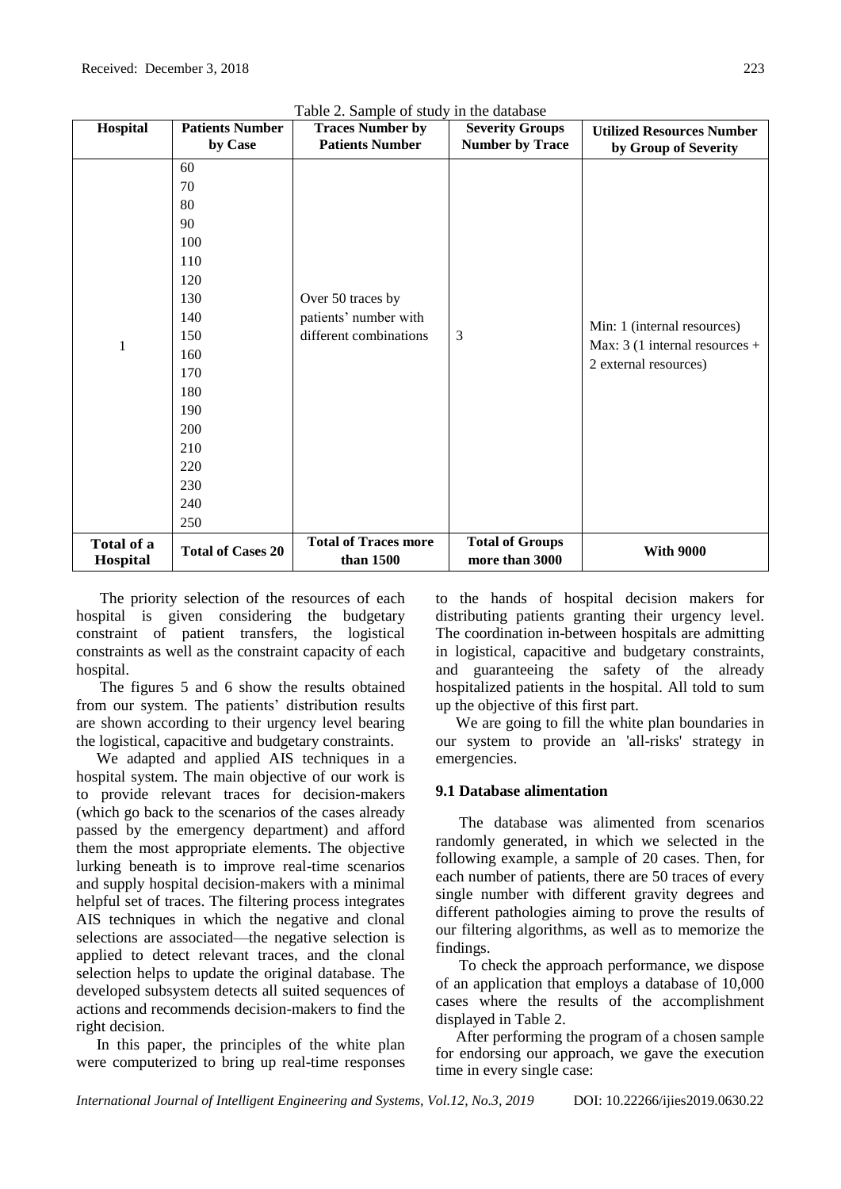Table 2. Sample of study in the database

| Hospital | Patients Number by Case | Traces Number by Patients Number | Severity Groups Number by Trace | Utilized Resources Number by Group of Severity |
|---|---|---|---|---|
| 1 | 60<br>70<br>80<br>90<br>100<br>110<br>120<br>130<br>140<br>150<br>160<br>170<br>180<br>190<br>200<br>210<br>220<br>230<br>240<br>250 | Over 50 traces by patients' number with different combinations | 3 | Min: 1 (internal resources)<br>Max: 3 (1 internal resources + 2 external resources) |
| **Total of a Hospital** | **Total of Cases 20** | **Total of Traces more than 1500** | **Total of Groups more than 3000** | **With 9000** |

The priority selection of the resources of each hospital is given considering the budgetary constraint of patient transfers, the logistical constraints as well as the constraint capacity of each hospital.

The figures 5 and 6 show the results obtained from our system. The patients' distribution results are shown according to their urgency level bearing the logistical, capacitive and budgetary constraints.

We adapted and applied AIS techniques in a hospital system. The main objective of our work is to provide relevant traces for decision-makers (which go back to the scenarios of the cases already passed by the emergency department) and afford them the most appropriate elements. The objective lurking beneath is to improve real-time scenarios and supply hospital decision-makers with a minimal helpful set of traces. The filtering process integrates AIS techniques in which the negative and clonal selections are associated—the negative selection is applied to detect relevant traces, and the clonal selection helps to update the original database. The developed subsystem detects all suited sequences of actions and recommends decision-makers to find the right decision.

In this paper, the principles of the white plan were computerized to bring up real-time responses to the hands of hospital decision makers for distributing patients granting their urgency level. The coordination in-between hospitals are admitting in logistical, capacitive and budgetary constraints, and guaranteeing the safety of the already hospitalized patients in the hospital. All told to sum up the objective of this first part.

We are going to fill the white plan boundaries in our system to provide an 'all-risks' strategy in emergencies.

### 9.1 Database alimentation

The database was alimented from scenarios randomly generated, in which we selected in the following example, a sample of 20 cases. Then, for each number of patients, there are 50 traces of every single number with different gravity degrees and different pathologies aiming to prove the results of our filtering algorithms, as well as to memorize the findings.

To check the approach performance, we dispose of an application that employs a database of 10,000 cases where the results of the accomplishment displayed in Table 2.

After performing the program of a chosen sample for endorsing our approach, we gave the execution time in every single case: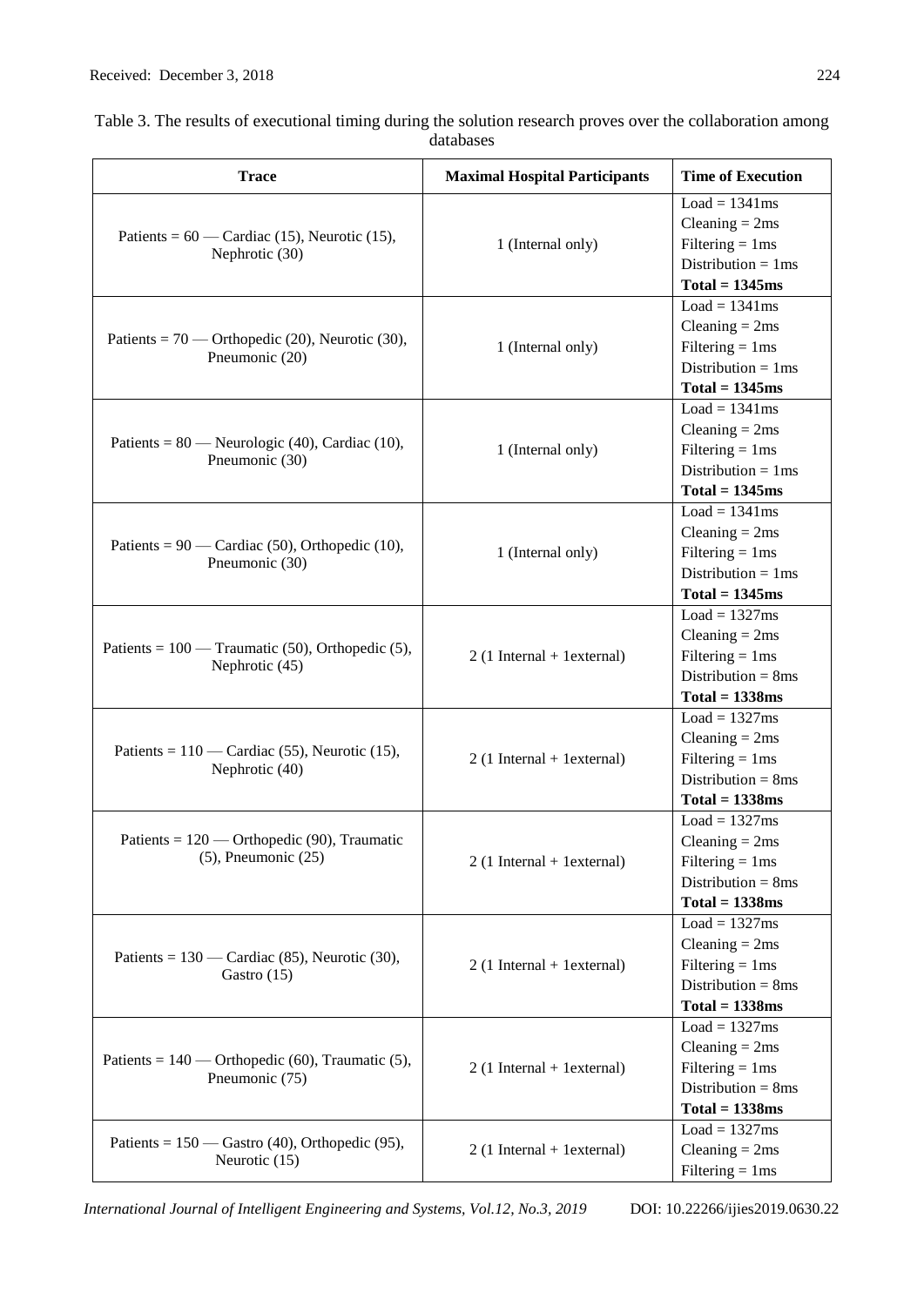Table 3. The results of executional timing during the solution research proves over the collaboration among databases

| Trace | Maximal Hospital Participants | Time of Execution |
|---|---|---|
| Patients = 60 — Cardiac (15), Neurotic (15), Nephrotic (30) | 1 (Internal only) | Load = 1341ms<br>Cleaning = 2ms<br>Filtering = 1ms<br>Distribution = 1ms<br>**Total = 1345ms** |
| Patients = 70 — Orthopedic (20), Neurotic (30), Pneumonic (20) | 1 (Internal only) | Load = 1341ms<br>Cleaning = 2ms<br>Filtering = 1ms<br>Distribution = 1ms<br>**Total = 1345ms** |
| Patients = 80 — Neurologic (40), Cardiac (10), Pneumonic (30) | 1 (Internal only) | Load = 1341ms<br>Cleaning = 2ms<br>Filtering = 1ms<br>Distribution = 1ms<br>**Total = 1345ms** |
| Patients = 90 — Cardiac (50), Orthopedic (10), Pneumonic (30) | 1 (Internal only) | Load = 1341ms<br>Cleaning = 2ms<br>Filtering = 1ms<br>Distribution = 1ms<br>**Total = 1345ms** |
| Patients = 100 — Traumatic (50), Orthopedic (5), Nephrotic (45) | 2 (1 Internal + 1external) | Load = 1327ms<br>Cleaning = 2ms<br>Filtering = 1ms<br>Distribution = 8ms<br>**Total = 1338ms** |
| Patients = 110 — Cardiac (55), Neurotic (15), Nephrotic (40) | 2 (1 Internal + 1external) | Load = 1327ms<br>Cleaning = 2ms<br>Filtering = 1ms<br>Distribution = 8ms<br>**Total = 1338ms** |
| Patients = 120 — Orthopedic (90), Traumatic (5), Pneumonic (25) | 2 (1 Internal + 1external) | Load = 1327ms<br>Cleaning = 2ms<br>Filtering = 1ms<br>Distribution = 8ms<br>**Total = 1338ms** |
| Patients = 130 — Cardiac (85), Neurotic (30), Gastro (15) | 2 (1 Internal + 1external) | Load = 1327ms<br>Cleaning = 2ms<br>Filtering = 1ms<br>Distribution = 8ms<br>**Total = 1338ms** |
| Patients = 140 — Orthopedic (60), Traumatic (5), Pneumonic (75) | 2 (1 Internal + 1external) | Load = 1327ms<br>Cleaning = 2ms<br>Filtering = 1ms<br>Distribution = 8ms<br>**Total = 1338ms** |
| Patients = 150 — Gastro (40), Orthopedic (95), Neurotic (15) | 2 (1 Internal + 1external) | Load = 1327ms<br>Cleaning = 2ms<br>Filtering = 1ms |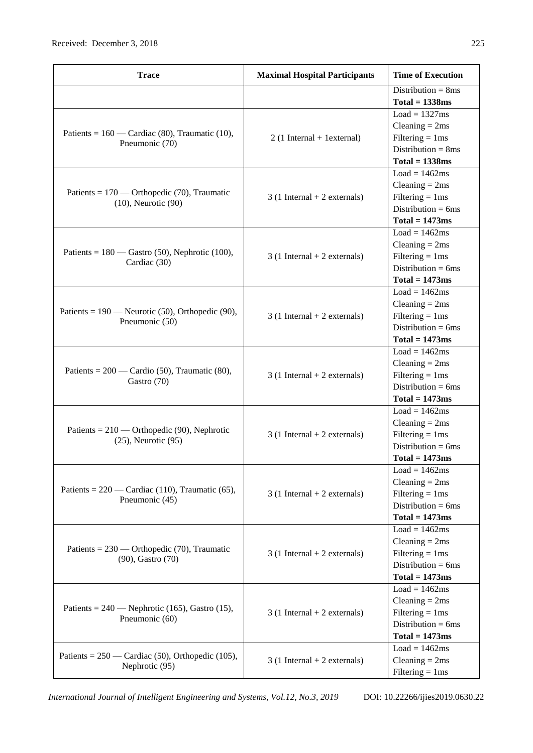| Trace | Maximal Hospital Participants | Time of Execution |
|---|---|---|
| | | Distribution = 8ms<br>**Total = 1338ms** |
| Patients = 160 — Cardiac (80), Traumatic (10), Pneumonic (70) | 2 (1 Internal + 1external) | Load = 1327ms<br>Cleaning = 2ms<br>Filtering = 1ms<br>Distribution = 8ms<br>**Total = 1338ms** |
| Patients = 170 — Orthopedic (70), Traumatic (10), Neurotic (90) | 3 (1 Internal + 2 externals) | Load = 1462ms<br>Cleaning = 2ms<br>Filtering = 1ms<br>Distribution = 6ms<br>**Total = 1473ms** |
| Patients = 180 — Gastro (50), Nephrotic (100), Cardiac (30) | 3 (1 Internal + 2 externals) | Load = 1462ms<br>Cleaning = 2ms<br>Filtering = 1ms<br>Distribution = 6ms<br>**Total = 1473ms** |
| Patients = 190 — Neurotic (50), Orthopedic (90), Pneumonic (50) | 3 (1 Internal + 2 externals) | Load = 1462ms<br>Cleaning = 2ms<br>Filtering = 1ms<br>Distribution = 6ms<br>**Total = 1473ms** |
| Patients = 200 — Cardio (50), Traumatic (80), Gastro (70) | 3 (1 Internal + 2 externals) | Load = 1462ms<br>Cleaning = 2ms<br>Filtering = 1ms<br>Distribution = 6ms<br>**Total = 1473ms** |
| Patients = 210 — Orthopedic (90), Nephrotic (25), Neurotic (95) | 3 (1 Internal + 2 externals) | Load = 1462ms<br>Cleaning = 2ms<br>Filtering = 1ms<br>Distribution = 6ms<br>**Total = 1473ms** |
| Patients = 220 — Cardiac (110), Traumatic (65), Pneumonic (45) | 3 (1 Internal + 2 externals) | Load = 1462ms<br>Cleaning = 2ms<br>Filtering = 1ms<br>Distribution = 6ms<br>**Total = 1473ms** |
| Patients = 230 — Orthopedic (70), Traumatic (90), Gastro (70) | 3 (1 Internal + 2 externals) | Load = 1462ms<br>Cleaning = 2ms<br>Filtering = 1ms<br>Distribution = 6ms<br>**Total = 1473ms** |
| Patients = 240 — Nephrotic (165), Gastro (15), Pneumonic (60) | 3 (1 Internal + 2 externals) | Load = 1462ms<br>Cleaning = 2ms<br>Filtering = 1ms<br>Distribution = 6ms<br>**Total = 1473ms** |
| Patients = 250 — Cardiac (50), Orthopedic (105), Nephrotic (95) | 3 (1 Internal + 2 externals) | Load = 1462ms<br>Cleaning = 2ms<br>Filtering = 1ms |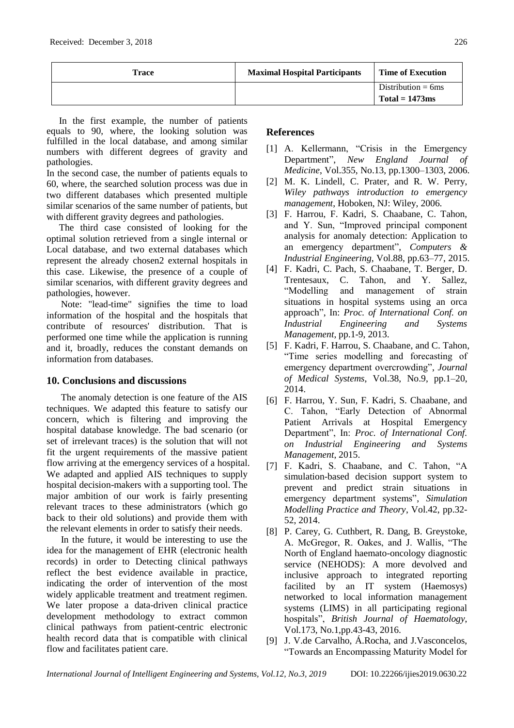| Trace | Maximal Hospital Participants | Time of Execution |
|---|---|---|
| | | Distribution = 6ms<br>**Total = 1473ms** |

In the first example, the number of patients equals to 90, where, the looking solution was fulfilled in the local database, and among similar numbers with different degrees of gravity and pathologies.

In the second case, the number of patients equals to 60, where, the searched solution process was due in two different databases which presented multiple similar scenarios of the same number of patients, but with different gravity degrees and pathologies.

The third case consisted of looking for the optimal solution retrieved from a single internal or Local database, and two external databases which represent the already chosen2 external hospitals in this case. Likewise, the presence of a couple of similar scenarios, with different gravity degrees and pathologies, however.

Note: "lead-time" signifies the time to load information of the hospital and the hospitals that contribute of resources' distribution. That is performed one time while the application is running and it, broadly, reduces the constant demands on information from databases.

## 10. Conclusions and discussions

The anomaly detection is one feature of the AIS techniques. We adapted this feature to satisfy our concern, which is filtering and improving the hospital database knowledge. The bad scenario (or set of irrelevant traces) is the solution that will not fit the urgent requirements of the massive patient flow arriving at the emergency services of a hospital. We adapted and applied AIS techniques to supply hospital decision-makers with a supporting tool. The major ambition of our work is fairly presenting relevant traces to these administrators (which go back to their old solutions) and provide them with the relevant elements in order to satisfy their needs.

In the future, it would be interesting to use the idea for the management of EHR (electronic health records) in order to Detecting clinical pathways reflect the best evidence available in practice, indicating the order of intervention of the most widely applicable treatment and treatment regimen. We later propose a data-driven clinical practice development methodology to extract common clinical pathways from patient-centric electronic health record data that is compatible with clinical flow and facilitates patient care.

## References

[1] A. Kellermann, "Crisis in the Emergency Department", *New England Journal of Medicine*, Vol.355, No.13, pp.1300–1303, 2006.

[2] M. K. Lindell, C. Prater, and R. W. Perry, *Wiley pathways introduction to emergency management*, Hoboken, NJ: Wiley, 2006.

[3] F. Harrou, F. Kadri, S. Chaabane, C. Tahon, and Y. Sun, "Improved principal component analysis for anomaly detection: Application to an emergency department", *Computers & Industrial Engineering*, Vol.88, pp.63–77, 2015.

[4] F. Kadri, C. Pach, S. Chaabane, T. Berger, D. Trentesaux, C. Tahon, and Y. Sallez, "Modelling and management of strain situations in hospital systems using an orca approach", In: *Proc. of International Conf. on Industrial Engineering and Systems Management*, pp.1-9, 2013.

[5] F. Kadri, F. Harrou, S. Chaabane, and C. Tahon, "Time series modelling and forecasting of emergency department overcrowding", *Journal of Medical Systems*, Vol.38, No.9, pp.1–20, 2014.

[6] F. Harrou, Y. Sun, F. Kadri, S. Chaabane, and C. Tahon, "Early Detection of Abnormal Patient Arrivals at Hospital Emergency Department", In: *Proc. of International Conf. on Industrial Engineering and Systems Management*, 2015.

[7] F. Kadri, S. Chaabane, and C. Tahon, "A simulation-based decision support system to prevent and predict strain situations in emergency department systems", *Simulation Modelling Practice and Theory*, Vol.42, pp.32-52, 2014.

[8] P. Carey, G. Cuthbert, R. Dang, B. Greystoke, A. McGregor, R. Oakes, and J. Wallis, "The North of England haemato-oncology diagnostic service (NEHODS): A more devolved and inclusive approach to integrated reporting facilited by an IT system (Haemosys) networked to local information management systems (LIMS) in all participating regional hospitals", *British Journal of Haematology*, Vol.173, No.1,pp.43-43, 2016.

[9] J. V.de Carvalho, Á.Rocha, and J.Vasconcelos, "Towards an Encompassing Maturity Model for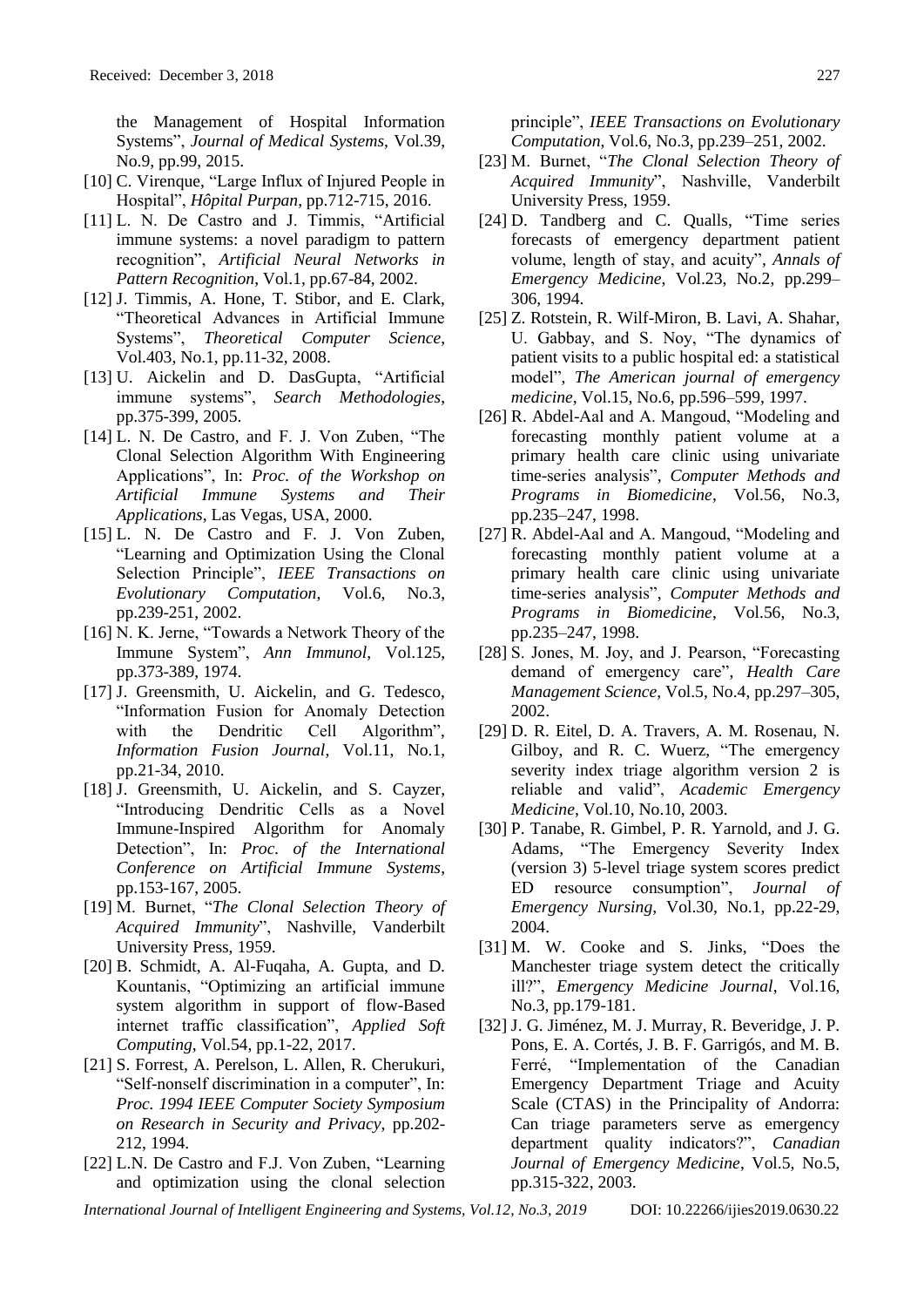the Management of Hospital Information Systems", *Journal of Medical Systems*, Vol.39, No.9, pp.99, 2015.

[10] C. Virenque, "Large Influx of Injured People in Hospital", *Hôpital Purpan*, pp.712-715, 2016.

[11] L. N. De Castro and J. Timmis, "Artificial immune systems: a novel paradigm to pattern recognition", *Artificial Neural Networks in Pattern Recognition*, Vol.1, pp.67-84, 2002.

[12] J. Timmis, A. Hone, T. Stibor, and E. Clark, "Theoretical Advances in Artificial Immune Systems", *Theoretical Computer Science*, Vol.403, No.1, pp.11-32, 2008.

[13] U. Aickelin and D. DasGupta, "Artificial immune systems", *Search Methodologies*, pp.375-399, 2005.

[14] L. N. De Castro, and F. J. Von Zuben, "The Clonal Selection Algorithm With Engineering Applications", In: *Proc. of the Workshop on Artificial Immune Systems and Their Applications*, Las Vegas, USA, 2000.

[15] L. N. De Castro and F. J. Von Zuben, "Learning and Optimization Using the Clonal Selection Principle", *IEEE Transactions on Evolutionary Computation*, Vol.6, No.3, pp.239-251, 2002.

[16] N. K. Jerne, "Towards a Network Theory of the Immune System", *Ann Immunol*, Vol.125, pp.373-389, 1974.

[17] J. Greensmith, U. Aickelin, and G. Tedesco, "Information Fusion for Anomaly Detection with the Dendritic Cell Algorithm", *Information Fusion Journal*, Vol.11, No.1, pp.21-34, 2010.

[18] J. Greensmith, U. Aickelin, and S. Cayzer, "Introducing Dendritic Cells as a Novel Immune-Inspired Algorithm for Anomaly Detection", In: *Proc. of the International Conference on Artificial Immune Systems*, pp.153-167, 2005.

[19] M. Burnet, "*The Clonal Selection Theory of Acquired Immunity*", Nashville, Vanderbilt University Press, 1959.

[20] B. Schmidt, A. Al-Fuqaha, A. Gupta, and D. Kountanis, "Optimizing an artificial immune system algorithm in support of flow-Based internet traffic classification", *Applied Soft Computing*, Vol.54, pp.1-22, 2017.

[21] S. Forrest, A. Perelson, L. Allen, R. Cherukuri, "Self-nonself discrimination in a computer", In: *Proc. 1994 IEEE Computer Society Symposium on Research in Security and Privacy*, pp.202-212, 1994.

[22] L.N. De Castro and F.J. Von Zuben, "Learning and optimization using the clonal selection principle", *IEEE Transactions on Evolutionary Computation*, Vol.6, No.3, pp.239–251, 2002.

[23] M. Burnet, "*The Clonal Selection Theory of Acquired Immunity*", Nashville, Vanderbilt University Press, 1959.

[24] D. Tandberg and C. Qualls, "Time series forecasts of emergency department patient volume, length of stay, and acuity", *Annals of Emergency Medicine*, Vol.23, No.2, pp.299–306, 1994.

[25] Z. Rotstein, R. Wilf-Miron, B. Lavi, A. Shahar, U. Gabbay, and S. Noy, "The dynamics of patient visits to a public hospital ed: a statistical model", *The American journal of emergency medicine*, Vol.15, No.6, pp.596–599, 1997.

[26] R. Abdel-Aal and A. Mangoud, "Modeling and forecasting monthly patient volume at a primary health care clinic using univariate time-series analysis", *Computer Methods and Programs in Biomedicine*, Vol.56, No.3, pp.235–247, 1998.

[27] R. Abdel-Aal and A. Mangoud, "Modeling and forecasting monthly patient volume at a primary health care clinic using univariate time-series analysis", *Computer Methods and Programs in Biomedicine*, Vol.56, No.3, pp.235–247, 1998.

[28] S. Jones, M. Joy, and J. Pearson, "Forecasting demand of emergency care", *Health Care Management Science*, Vol.5, No.4, pp.297–305, 2002.

[29] D. R. Eitel, D. A. Travers, A. M. Rosenau, N. Gilboy, and R. C. Wuerz, "The emergency severity index triage algorithm version 2 is reliable and valid", *Academic Emergency Medicine*, Vol.10, No.10, 2003.

[30] P. Tanabe, R. Gimbel, P. R. Yarnold, and J. G. Adams, "The Emergency Severity Index (version 3) 5-level triage system scores predict ED resource consumption", *Journal of Emergency Nursing*, Vol.30, No.1, pp.22-29, 2004.

[31] M. W. Cooke and S. Jinks, "Does the Manchester triage system detect the critically ill?", *Emergency Medicine Journal*, Vol.16, No.3, pp.179-181.

[32] J. G. Jiménez, M. J. Murray, R. Beveridge, J. P. Pons, E. A. Cortés, J. B. F. Garrigós, and M. B. Ferré, "Implementation of the Canadian Emergency Department Triage and Acuity Scale (CTAS) in the Principality of Andorra: Can triage parameters serve as emergency department quality indicators?", *Canadian Journal of Emergency Medicine*, Vol.5, No.5, pp.315-322, 2003.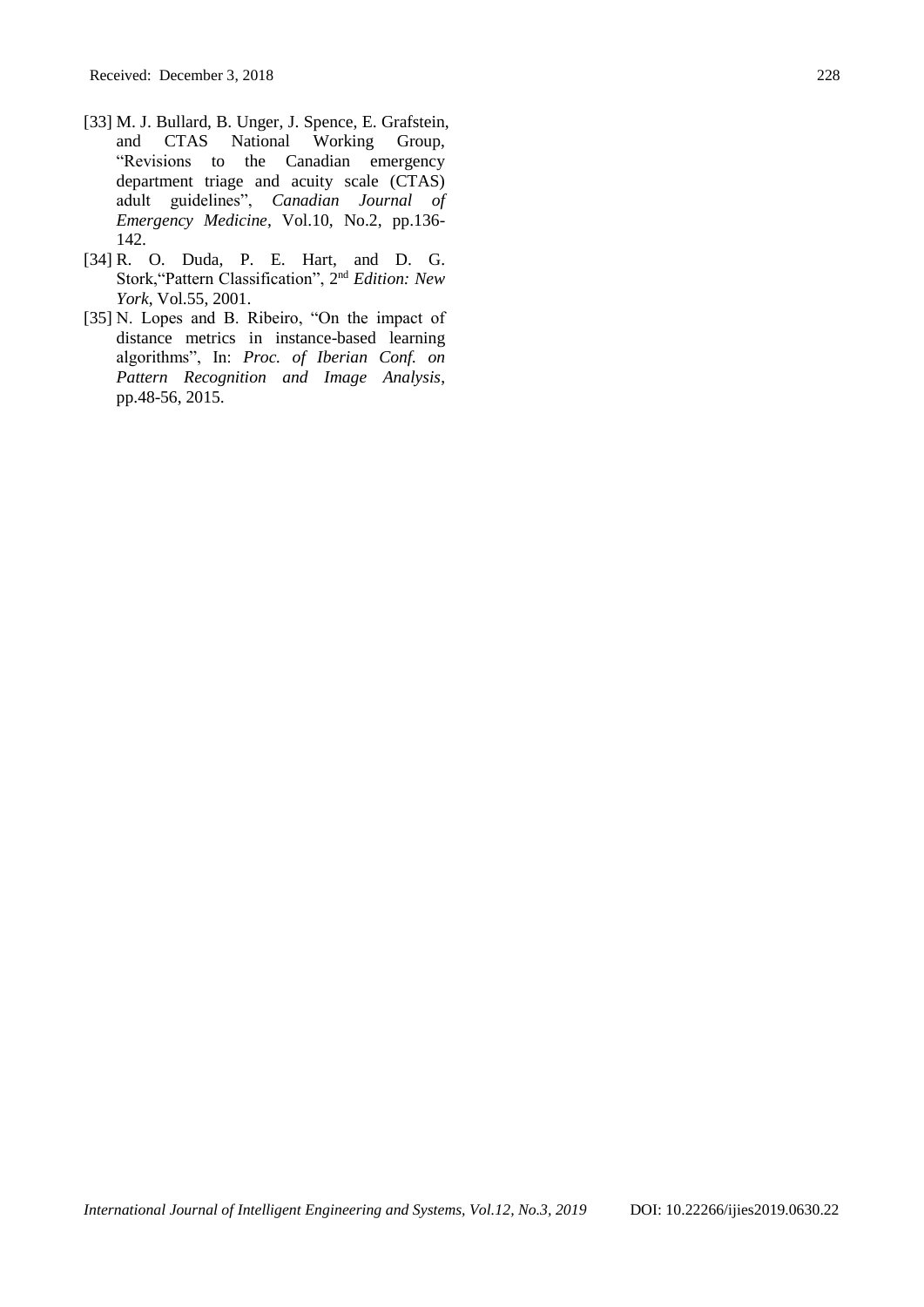[33] M. J. Bullard, B. Unger, J. Spence, E. Grafstein, and CTAS National Working Group, "Revisions to the Canadian emergency department triage and acuity scale (CTAS) adult guidelines", *Canadian Journal of Emergency Medicine*, Vol.10, No.2, pp.136-142.

[34] R. O. Duda, P. E. Hart, and D. G. Stork,"Pattern Classification", 2nd *Edition: New York*, Vol.55, 2001.

[35] N. Lopes and B. Ribeiro, "On the impact of distance metrics in instance-based learning algorithms", In: *Proc. of Iberian Conf. on Pattern Recognition and Image Analysis*, pp.48-56, 2015.